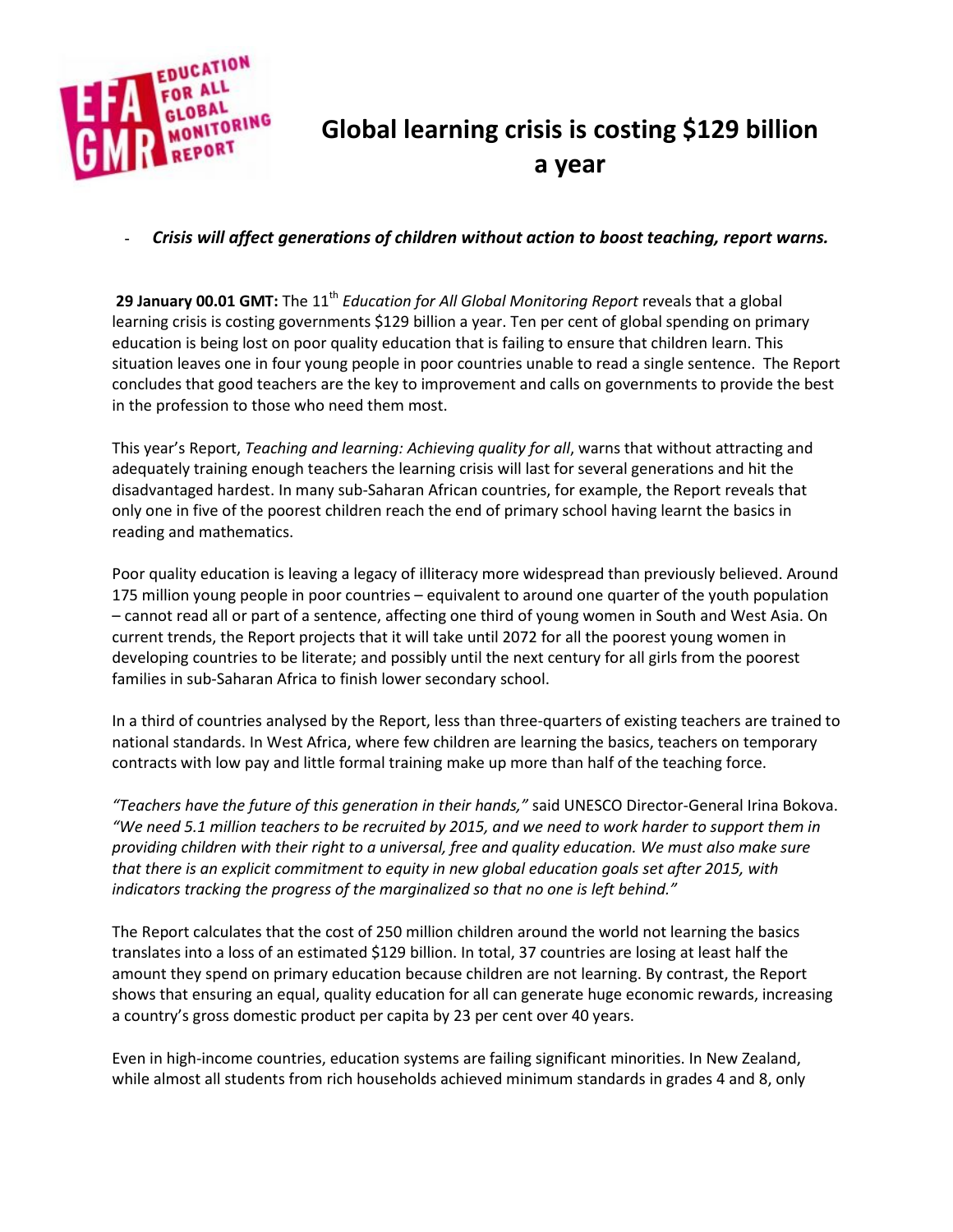# Global learning crisis is costing $129 billion a year

- ***Crisis will affect generations of children without action to boost teaching, report warns.***

**29 January 00.01 GMT:** The 11th *Education for All Global Monitoring Report* reveals that a global learning crisis is costing governments $129 billion a year. Ten per cent of global spending on primary education is being lost on poor quality education that is failing to ensure that children learn. This situation leaves one in four young people in poor countries unable to read a single sentence. The Report concludes that good teachers are the key to improvement and calls on governments to provide the best in the profession to those who need them most.

This year's Report, *Teaching and learning: Achieving quality for all*, warns that without attracting and adequately training enough teachers the learning crisis will last for several generations and hit the disadvantaged hardest. In many sub-Saharan African countries, for example, the Report reveals that only one in five of the poorest children reach the end of primary school having learnt the basics in reading and mathematics.

Poor quality education is leaving a legacy of illiteracy more widespread than previously believed. Around 175 million young people in poor countries – equivalent to around one quarter of the youth population – cannot read all or part of a sentence, affecting one third of young women in South and West Asia. On current trends, the Report projects that it will take until 2072 for all the poorest young women in developing countries to be literate; and possibly until the next century for all girls from the poorest families in sub-Saharan Africa to finish lower secondary school.

In a third of countries analysed by the Report, less than three-quarters of existing teachers are trained to national standards. In West Africa, where few children are learning the basics, teachers on temporary contracts with low pay and little formal training make up more than half of the teaching force.

*"Teachers have the future of this generation in their hands,"* said UNESCO Director-General Irina Bokova. *"We need 5.1 million teachers to be recruited by 2015, and we need to work harder to support them in providing children with their right to a universal, free and quality education. We must also make sure that there is an explicit commitment to equity in new global education goals set after 2015, with indicators tracking the progress of the marginalized so that no one is left behind."*

The Report calculates that the cost of 250 million children around the world not learning the basics translates into a loss of an estimated $129 billion. In total, 37 countries are losing at least half the amount they spend on primary education because children are not learning. By contrast, the Report shows that ensuring an equal, quality education for all can generate huge economic rewards, increasing a country's gross domestic product per capita by 23 per cent over 40 years.

Even in high-income countries, education systems are failing significant minorities. In New Zealand, while almost all students from rich households achieved minimum standards in grades 4 and 8, only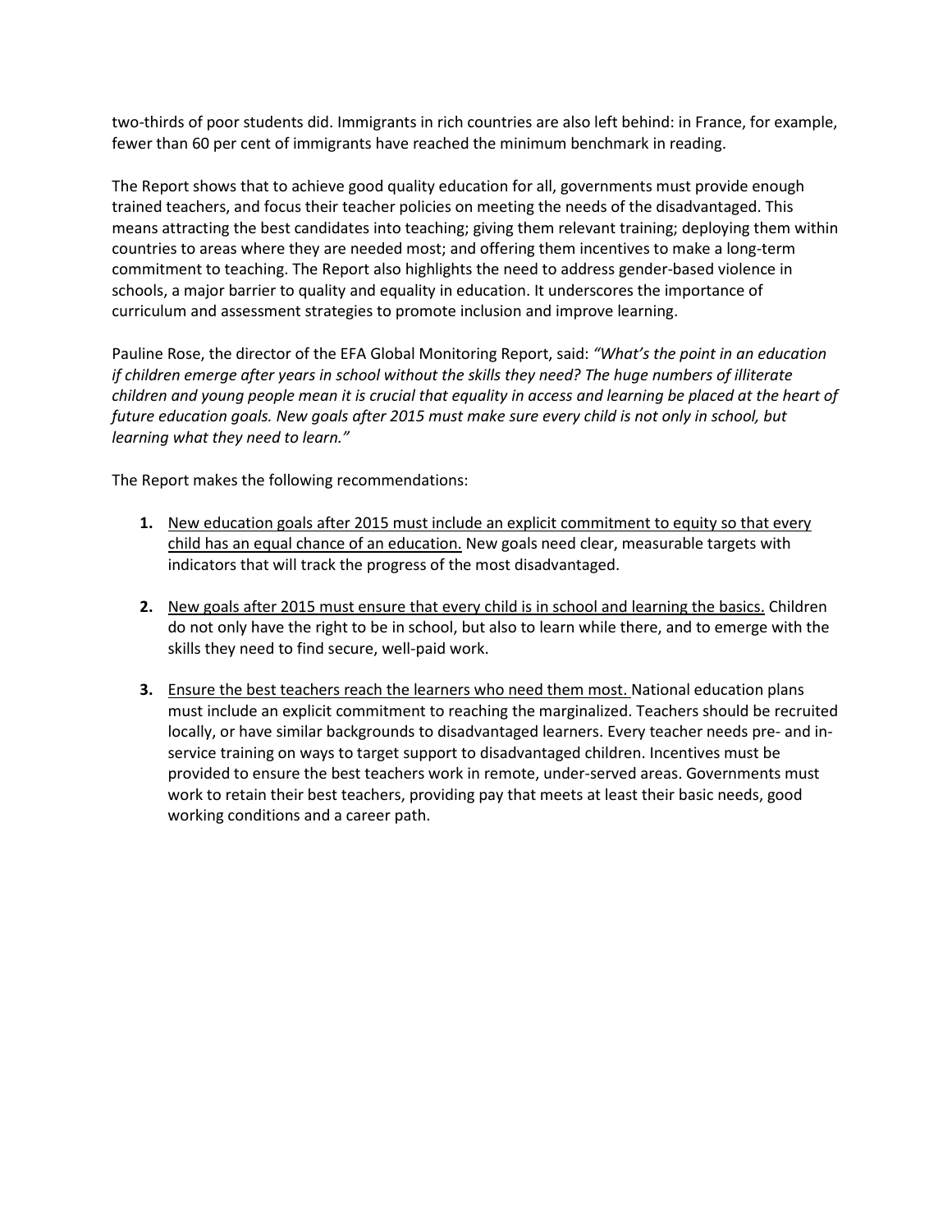two-thirds of poor students did. Immigrants in rich countries are also left behind: in France, for example, fewer than 60 per cent of immigrants have reached the minimum benchmark in reading.

The Report shows that to achieve good quality education for all, governments must provide enough trained teachers, and focus their teacher policies on meeting the needs of the disadvantaged. This means attracting the best candidates into teaching; giving them relevant training; deploying them within countries to areas where they are needed most; and offering them incentives to make a long-term commitment to teaching. The Report also highlights the need to address gender-based violence in schools, a major barrier to quality and equality in education. It underscores the importance of curriculum and assessment strategies to promote inclusion and improve learning.

Pauline Rose, the director of the EFA Global Monitoring Report, said: *"What's the point in an education if children emerge after years in school without the skills they need? The huge numbers of illiterate children and young people mean it is crucial that equality in access and learning be placed at the heart of future education goals. New goals after 2015 must make sure every child is not only in school, but learning what they need to learn."*

The Report makes the following recommendations:

1. <u>New education goals after 2015 must include an explicit commitment to equity so that every child has an equal chance of an education.</u> New goals need clear, measurable targets with indicators that will track the progress of the most disadvantaged.

2. <u>New goals after 2015 must ensure that every child is in school and learning the basics.</u> Children do not only have the right to be in school, but also to learn while there, and to emerge with the skills they need to find secure, well-paid work.

3. <u>Ensure the best teachers reach the learners who need them most.</u> National education plans must include an explicit commitment to reaching the marginalized. Teachers should be recruited locally, or have similar backgrounds to disadvantaged learners. Every teacher needs pre- and in-service training on ways to target support to disadvantaged children. Incentives must be provided to ensure the best teachers work in remote, under-served areas. Governments must work to retain their best teachers, providing pay that meets at least their basic needs, good working conditions and a career path.